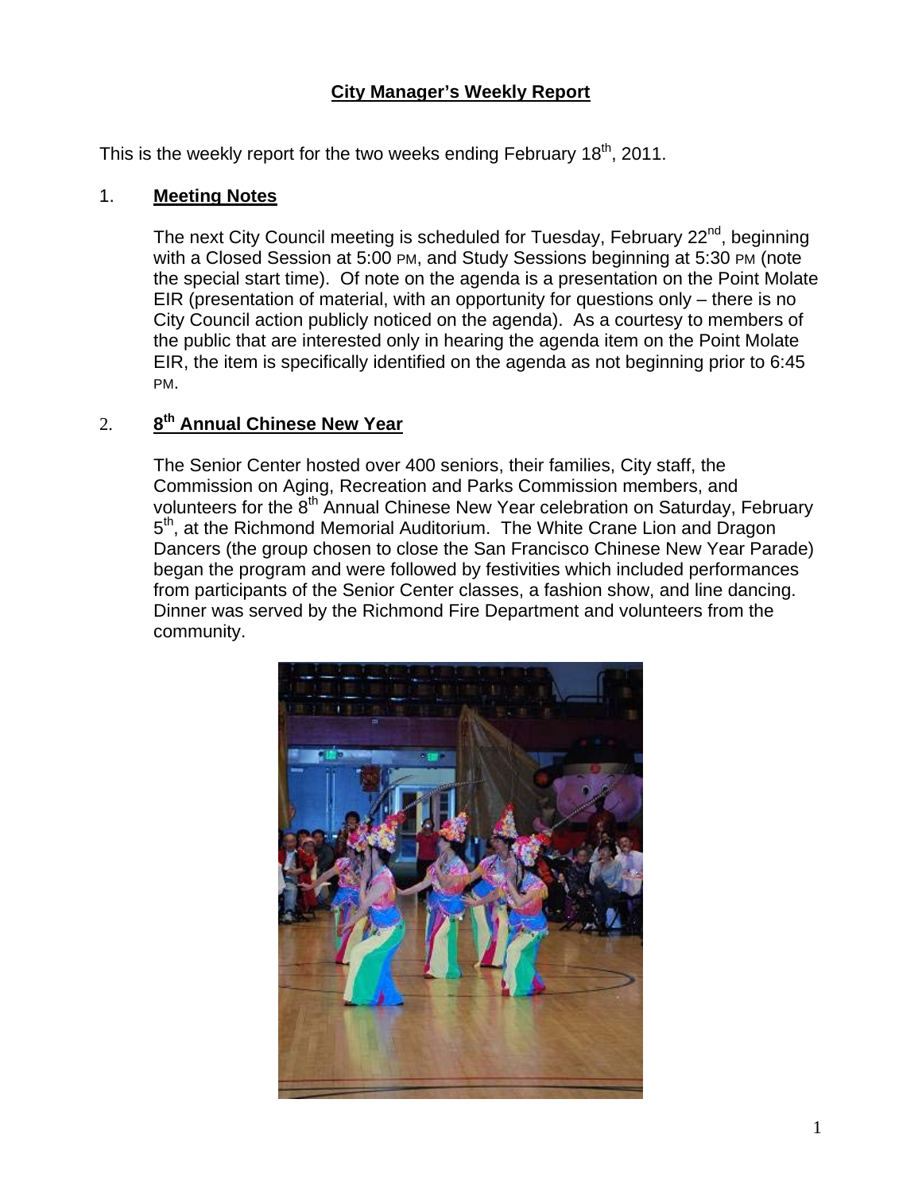# City Manager's Weekly Report

This is the weekly report for the two weeks ending February 18th, 2011.

## 1. Meeting Notes

The next City Council meeting is scheduled for Tuesday, February 22nd, beginning with a Closed Session at 5:00 PM, and Study Sessions beginning at 5:30 PM (note the special start time). Of note on the agenda is a presentation on the Point Molate EIR (presentation of material, with an opportunity for questions only – there is no City Council action publicly noticed on the agenda). As a courtesy to members of the public that are interested only in hearing the agenda item on the Point Molate EIR, the item is specifically identified on the agenda as not beginning prior to 6:45 PM.

## 2. 8th Annual Chinese New Year

The Senior Center hosted over 400 seniors, their families, City staff, the Commission on Aging, Recreation and Parks Commission members, and volunteers for the 8th Annual Chinese New Year celebration on Saturday, February 5th, at the Richmond Memorial Auditorium. The White Crane Lion and Dragon Dancers (the group chosen to close the San Francisco Chinese New Year Parade) began the program and were followed by festivities which included performances from participants of the Senior Center classes, a fashion show, and line dancing. Dinner was served by the Richmond Fire Department and volunteers from the community.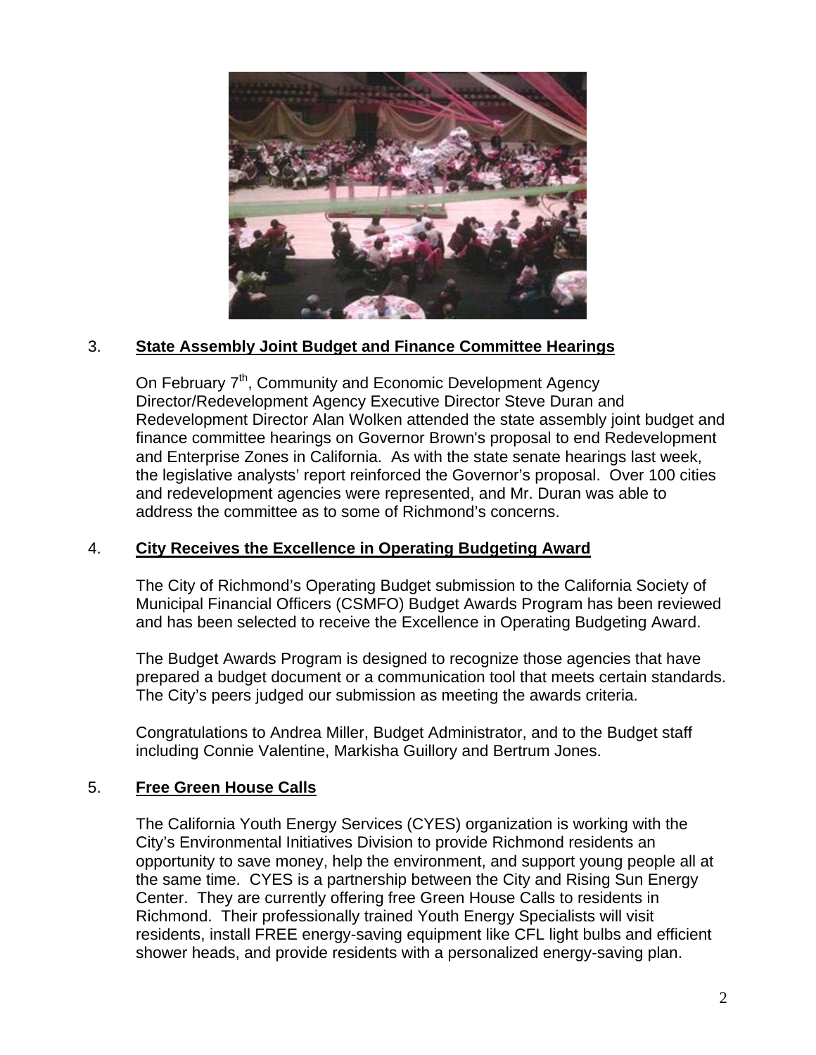3. **State Assembly Joint Budget and Finance Committee Hearings**

On February 7th, Community and Economic Development Agency Director/Redevelopment Agency Executive Director Steve Duran and Redevelopment Director Alan Wolken attended the state assembly joint budget and finance committee hearings on Governor Brown's proposal to end Redevelopment and Enterprise Zones in California. As with the state senate hearings last week, the legislative analysts' report reinforced the Governor's proposal. Over 100 cities and redevelopment agencies were represented, and Mr. Duran was able to address the committee as to some of Richmond's concerns.

4. **City Receives the Excellence in Operating Budgeting Award**

The City of Richmond's Operating Budget submission to the California Society of Municipal Financial Officers (CSMFO) Budget Awards Program has been reviewed and has been selected to receive the Excellence in Operating Budgeting Award.

The Budget Awards Program is designed to recognize those agencies that have prepared a budget document or a communication tool that meets certain standards. The City's peers judged our submission as meeting the awards criteria.

Congratulations to Andrea Miller, Budget Administrator, and to the Budget staff including Connie Valentine, Markisha Guillory and Bertrum Jones.

5. **Free Green House Calls**

The California Youth Energy Services (CYES) organization is working with the City's Environmental Initiatives Division to provide Richmond residents an opportunity to save money, help the environment, and support young people all at the same time. CYES is a partnership between the City and Rising Sun Energy Center. They are currently offering free Green House Calls to residents in Richmond. Their professionally trained Youth Energy Specialists will visit residents, install FREE energy-saving equipment like CFL light bulbs and efficient shower heads, and provide residents with a personalized energy-saving plan.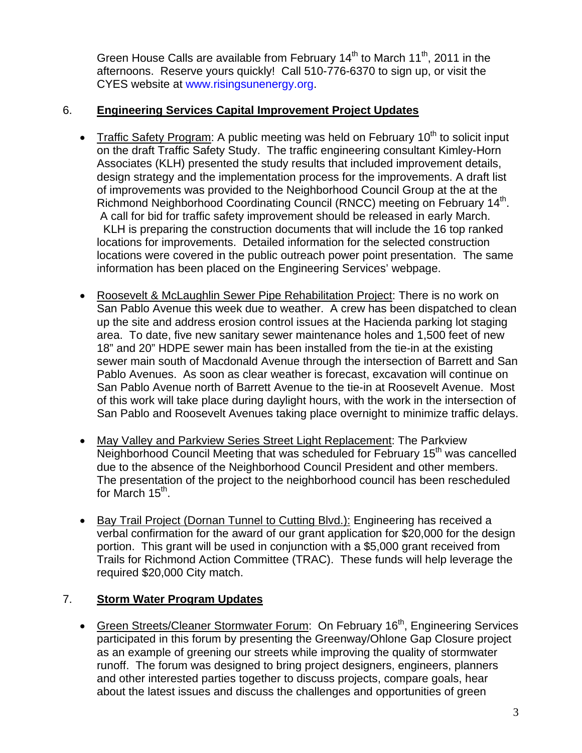Green House Calls are available from February 14th to March 11th, 2011 in the afternoons. Reserve yours quickly! Call 510-776-6370 to sign up, or visit the CYES website at www.risingsunenergy.org.

6. **<u>Engineering Services Capital Improvement Project Updates</u>**

- <u>Traffic Safety Program</u>: A public meeting was held on February 10th to solicit input on the draft Traffic Safety Study. The traffic engineering consultant Kimley-Horn Associates (KLH) presented the study results that included improvement details, design strategy and the implementation process for the improvements. A draft list of improvements was provided to the Neighborhood Council Group at the at the Richmond Neighborhood Coordinating Council (RNCC) meeting on February 14th. A call for bid for traffic safety improvement should be released in early March. KLH is preparing the construction documents that will include the 16 top ranked locations for improvements. Detailed information for the selected construction locations were covered in the public outreach power point presentation. The same information has been placed on the Engineering Services' webpage.

- <u>Roosevelt & McLaughlin Sewer Pipe Rehabilitation Project</u>: There is no work on San Pablo Avenue this week due to weather. A crew has been dispatched to clean up the site and address erosion control issues at the Hacienda parking lot staging area. To date, five new sanitary sewer maintenance holes and 1,500 feet of new 18" and 20" HDPE sewer main has been installed from the tie-in at the existing sewer main south of Macdonald Avenue through the intersection of Barrett and San Pablo Avenues. As soon as clear weather is forecast, excavation will continue on San Pablo Avenue north of Barrett Avenue to the tie-in at Roosevelt Avenue. Most of this work will take place during daylight hours, with the work in the intersection of San Pablo and Roosevelt Avenues taking place overnight to minimize traffic delays.

- <u>May Valley and Parkview Series Street Light Replacement</u>: The Parkview Neighborhood Council Meeting that was scheduled for February 15th was cancelled due to the absence of the Neighborhood Council President and other members. The presentation of the project to the neighborhood council has been rescheduled for March 15th.

- <u>Bay Trail Project (Dornan Tunnel to Cutting Blvd.):</u> Engineering has received a verbal confirmation for the award of our grant application for $20,000 for the design portion. This grant will be used in conjunction with a $5,000 grant received from Trails for Richmond Action Committee (TRAC). These funds will help leverage the required $20,000 City match.

7. **<u>Storm Water Program Updates</u>**

- <u>Green Streets/Cleaner Stormwater Forum</u>: On February 16th, Engineering Services participated in this forum by presenting the Greenway/Ohlone Gap Closure project as an example of greening our streets while improving the quality of stormwater runoff. The forum was designed to bring project designers, engineers, planners and other interested parties together to discuss projects, compare goals, hear about the latest issues and discuss the challenges and opportunities of green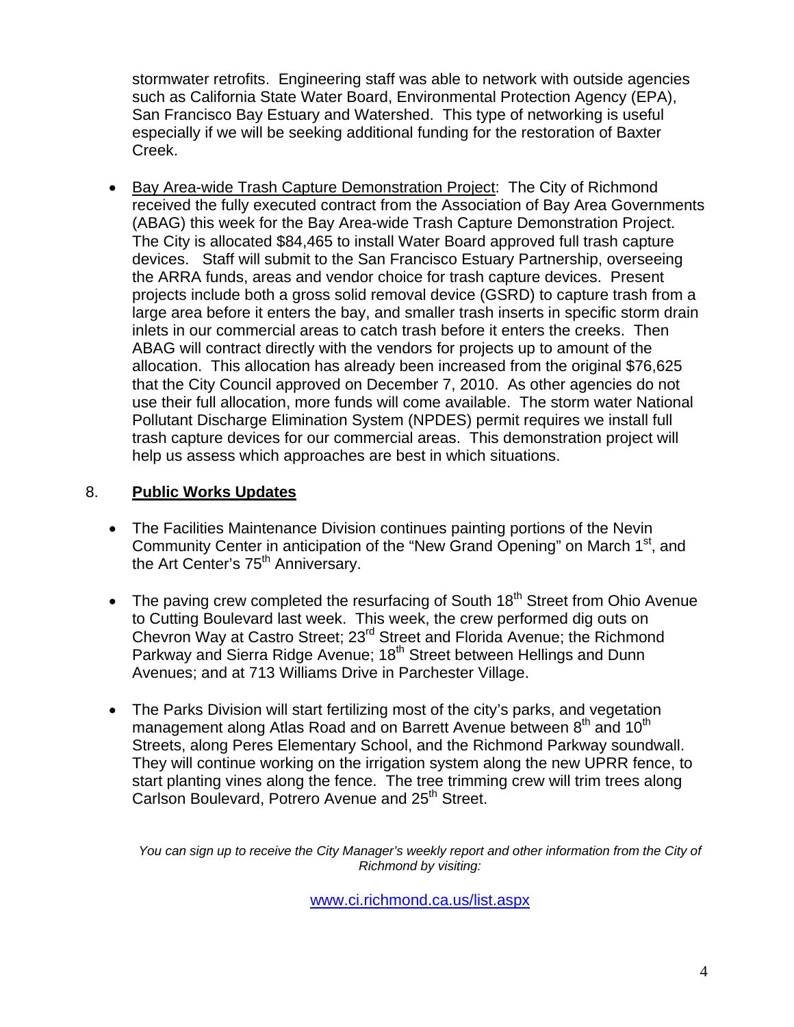stormwater retrofits. Engineering staff was able to network with outside agencies such as California State Water Board, Environmental Protection Agency (EPA), San Francisco Bay Estuary and Watershed. This type of networking is useful especially if we will be seeking additional funding for the restoration of Baxter Creek.

- Bay Area-wide Trash Capture Demonstration Project: The City of Richmond received the fully executed contract from the Association of Bay Area Governments (ABAG) this week for the Bay Area-wide Trash Capture Demonstration Project. The City is allocated $84,465 to install Water Board approved full trash capture devices. Staff will submit to the San Francisco Estuary Partnership, overseeing the ARRA funds, areas and vendor choice for trash capture devices. Present projects include both a gross solid removal device (GSRD) to capture trash from a large area before it enters the bay, and smaller trash inserts in specific storm drain inlets in our commercial areas to catch trash before it enters the creeks. Then ABAG will contract directly with the vendors for projects up to amount of the allocation. This allocation has already been increased from the original $76,625 that the City Council approved on December 7, 2010. As other agencies do not use their full allocation, more funds will come available. The storm water National Pollutant Discharge Elimination System (NPDES) permit requires we install full trash capture devices for our commercial areas. This demonstration project will help us assess which approaches are best in which situations.

## 8. **Public Works Updates**

- The Facilities Maintenance Division continues painting portions of the Nevin Community Center in anticipation of the "New Grand Opening" on March 1st, and the Art Center's 75th Anniversary.

- The paving crew completed the resurfacing of South 18th Street from Ohio Avenue to Cutting Boulevard last week. This week, the crew performed dig outs on Chevron Way at Castro Street; 23rd Street and Florida Avenue; the Richmond Parkway and Sierra Ridge Avenue; 18th Street between Hellings and Dunn Avenues; and at 713 Williams Drive in Parchester Village.

- The Parks Division will start fertilizing most of the city's parks, and vegetation management along Atlas Road and on Barrett Avenue between 8th and 10th Streets, along Peres Elementary School, and the Richmond Parkway soundwall. They will continue working on the irrigation system along the new UPRR fence, to start planting vines along the fence. The tree trimming crew will trim trees along Carlson Boulevard, Potrero Avenue and 25th Street.

*You can sign up to receive the City Manager's weekly report and other information from the City of Richmond by visiting:*

www.ci.richmond.ca.us/list.aspx